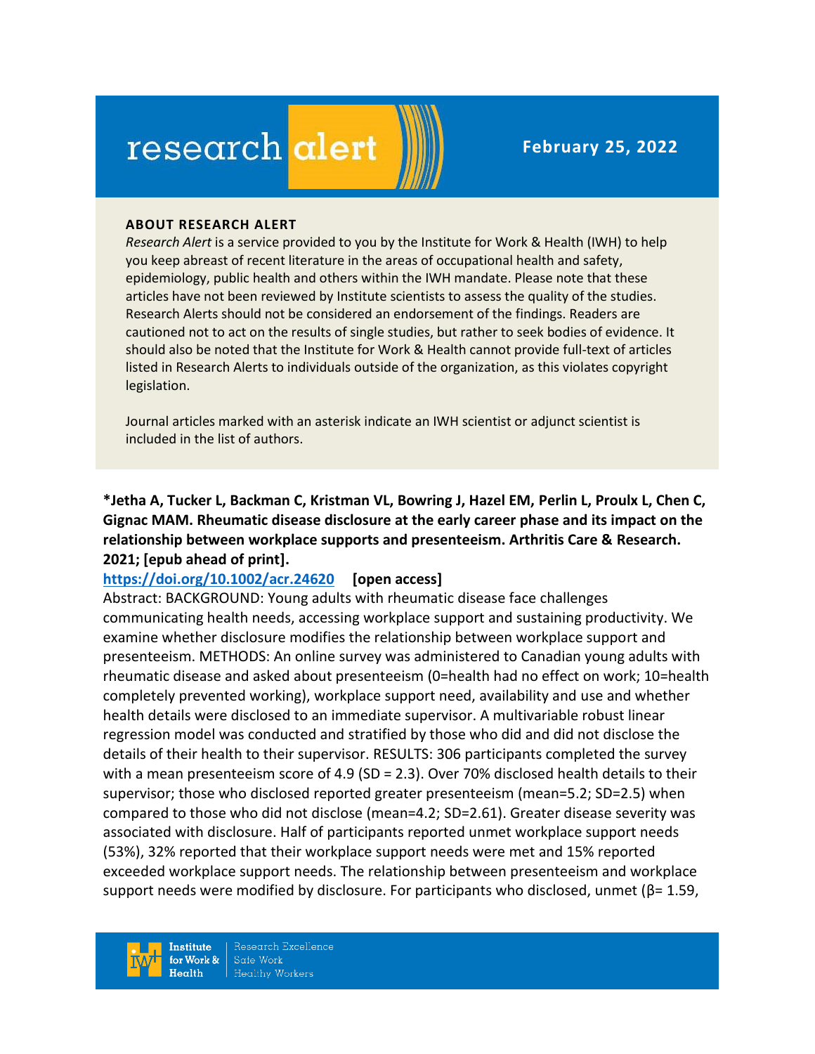# research alert

**February 25, 2022**

**ABOUT RESEARCH ALERT**

*Research Alert* is a service provided to you by the Institute for Work & Health (IWH) to help you keep abreast of recent literature in the areas of occupational health and safety, epidemiology, public health and others within the IWH mandate. Please note that these articles have not been reviewed by Institute scientists to assess the quality of the studies. Research Alerts should not be considered an endorsement of the findings. Readers are cautioned not to act on the results of single studies, but rather to seek bodies of evidence. It should also be noted that the Institute for Work & Health cannot provide full-text of articles listed in Research Alerts to individuals outside of the organization, as this violates copyright legislation.

Journal articles marked with an asterisk indicate an IWH scientist or adjunct scientist is included in the list of authors.

**\*Jetha A, Tucker L, Backman C, Kristman VL, Bowring J, Hazel EM, Perlin L, Proulx L, Chen C, Gignac MAM. Rheumatic disease disclosure at the early career phase and its impact on the relationship between workplace supports and presenteeism. Arthritis Care & Research. 2021; [epub ahead of print].**

https://doi.org/10.1002/acr.24620 **[open access]**

Abstract: BACKGROUND: Young adults with rheumatic disease face challenges communicating health needs, accessing workplace support and sustaining productivity. We examine whether disclosure modifies the relationship between workplace support and presenteeism. METHODS: An online survey was administered to Canadian young adults with rheumatic disease and asked about presenteeism (0=health had no effect on work; 10=health completely prevented working), workplace support need, availability and use and whether health details were disclosed to an immediate supervisor. A multivariable robust linear regression model was conducted and stratified by those who did and did not disclose the details of their health to their supervisor. RESULTS: 306 participants completed the survey with a mean presenteeism score of 4.9 (SD = 2.3). Over 70% disclosed health details to their supervisor; those who disclosed reported greater presenteeism (mean=5.2; SD=2.5) when compared to those who did not disclose (mean=4.2; SD=2.61). Greater disease severity was associated with disclosure. Half of participants reported unmet workplace support needs (53%), 32% reported that their workplace support needs were met and 15% reported exceeded workplace support needs. The relationship between presenteeism and workplace support needs were modified by disclosure. For participants who disclosed, unmet (β= 1.59,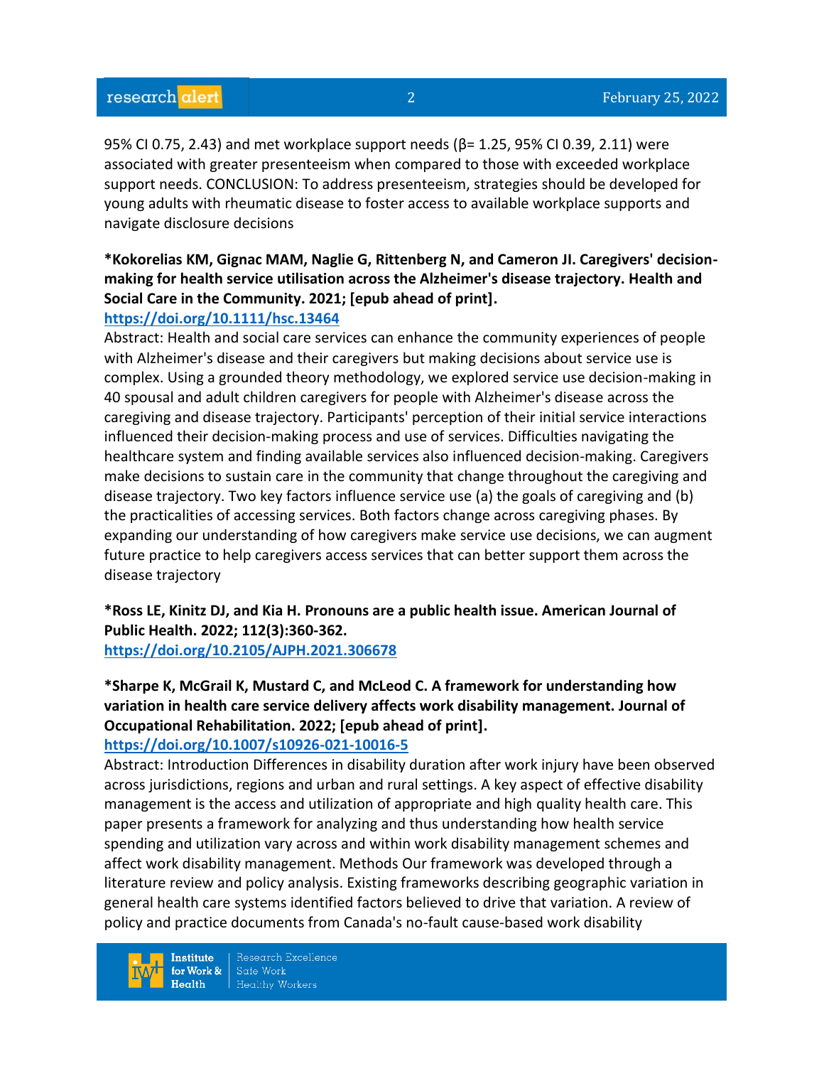95% CI 0.75, 2.43) and met workplace support needs (β= 1.25, 95% CI 0.39, 2.11) were associated with greater presenteeism when compared to those with exceeded workplace support needs. CONCLUSION: To address presenteeism, strategies should be developed for young adults with rheumatic disease to foster access to available workplace supports and navigate disclosure decisions

**\*Kokorelias KM, Gignac MAM, Naglie G, Rittenberg N, and Cameron JI. Caregivers' decision-making for health service utilisation across the Alzheimer's disease trajectory. Health and Social Care in the Community. 2021; [epub ahead of print].**
https://doi.org/10.1111/hsc.13464
Abstract: Health and social care services can enhance the community experiences of people with Alzheimer's disease and their caregivers but making decisions about service use is complex. Using a grounded theory methodology, we explored service use decision-making in 40 spousal and adult children caregivers for people with Alzheimer's disease across the caregiving and disease trajectory. Participants' perception of their initial service interactions influenced their decision-making process and use of services. Difficulties navigating the healthcare system and finding available services also influenced decision-making. Caregivers make decisions to sustain care in the community that change throughout the caregiving and disease trajectory. Two key factors influence service use (a) the goals of caregiving and (b) the practicalities of accessing services. Both factors change across caregiving phases. By expanding our understanding of how caregivers make service use decisions, we can augment future practice to help caregivers access services that can better support them across the disease trajectory

**\*Ross LE, Kinitz DJ, and Kia H. Pronouns are a public health issue. American Journal of Public Health. 2022; 112(3):360-362.**
https://doi.org/10.2105/AJPH.2021.306678

**\*Sharpe K, McGrail K, Mustard C, and McLeod C. A framework for understanding how variation in health care service delivery affects work disability management. Journal of Occupational Rehabilitation. 2022; [epub ahead of print].**
https://doi.org/10.1007/s10926-021-10016-5
Abstract: Introduction Differences in disability duration after work injury have been observed across jurisdictions, regions and urban and rural settings. A key aspect of effective disability management is the access and utilization of appropriate and high quality health care. This paper presents a framework for analyzing and thus understanding how health service spending and utilization vary across and within work disability management schemes and affect work disability management. Methods Our framework was developed through a literature review and policy analysis. Existing frameworks describing geographic variation in general health care systems identified factors believed to drive that variation. A review of policy and practice documents from Canada's no-fault cause-based work disability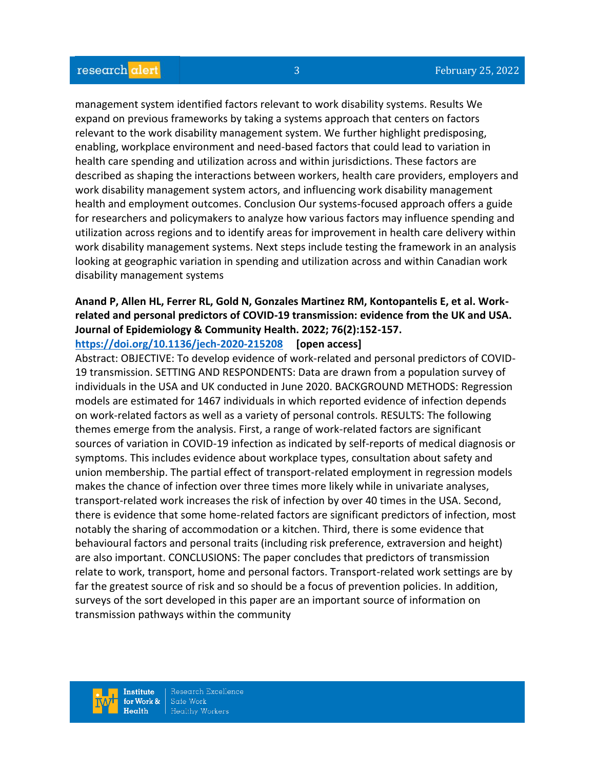management system identified factors relevant to work disability systems. Results We expand on previous frameworks by taking a systems approach that centers on factors relevant to the work disability management system. We further highlight predisposing, enabling, workplace environment and need-based factors that could lead to variation in health care spending and utilization across and within jurisdictions. These factors are described as shaping the interactions between workers, health care providers, employers and work disability management system actors, and influencing work disability management health and employment outcomes. Conclusion Our systems-focused approach offers a guide for researchers and policymakers to analyze how various factors may influence spending and utilization across regions and to identify areas for improvement in health care delivery within work disability management systems. Next steps include testing the framework in an analysis looking at geographic variation in spending and utilization across and within Canadian work disability management systems

**Anand P, Allen HL, Ferrer RL, Gold N, Gonzales Martinez RM, Kontopantelis E, et al. Work-related and personal predictors of COVID-19 transmission: evidence from the UK and USA. Journal of Epidemiology & Community Health. 2022; 76(2):152-157.**
**https://doi.org/10.1136/jech-2020-215208 [open access]**
Abstract: OBJECTIVE: To develop evidence of work-related and personal predictors of COVID-19 transmission. SETTING AND RESPONDENTS: Data are drawn from a population survey of individuals in the USA and UK conducted in June 2020. BACKGROUND METHODS: Regression models are estimated for 1467 individuals in which reported evidence of infection depends on work-related factors as well as a variety of personal controls. RESULTS: The following themes emerge from the analysis. First, a range of work-related factors are significant sources of variation in COVID-19 infection as indicated by self-reports of medical diagnosis or symptoms. This includes evidence about workplace types, consultation about safety and union membership. The partial effect of transport-related employment in regression models makes the chance of infection over three times more likely while in univariate analyses, transport-related work increases the risk of infection by over 40 times in the USA. Second, there is evidence that some home-related factors are significant predictors of infection, most notably the sharing of accommodation or a kitchen. Third, there is some evidence that behavioural factors and personal traits (including risk preference, extraversion and height) are also important. CONCLUSIONS: The paper concludes that predictors of transmission relate to work, transport, home and personal factors. Transport-related work settings are by far the greatest source of risk and so should be a focus of prevention policies. In addition, surveys of the sort developed in this paper are an important source of information on transmission pathways within the community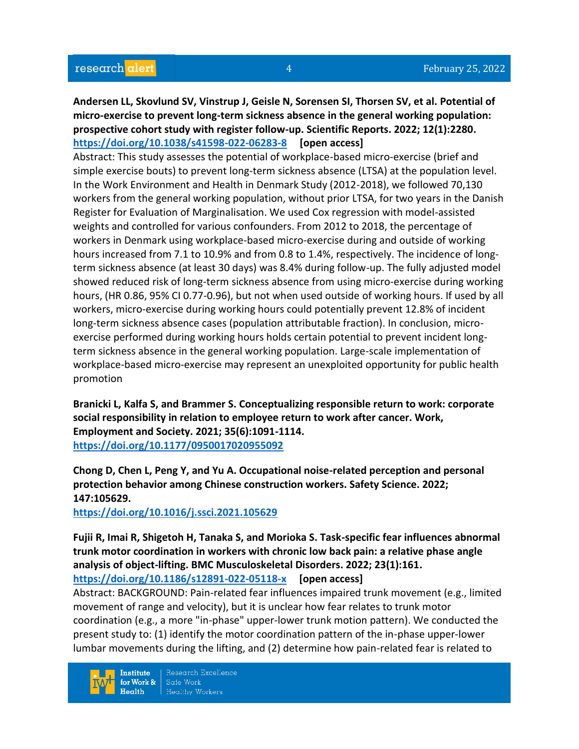**Andersen LL, Skovlund SV, Vinstrup J, Geisle N, Sorensen SI, Thorsen SV, et al. Potential of micro-exercise to prevent long-term sickness absence in the general working population: prospective cohort study with register follow-up. Scientific Reports. 2022; 12(1):2280.**
**https://doi.org/10.1038/s41598-022-06283-8** **[open access]**
Abstract: This study assesses the potential of workplace-based micro-exercise (brief and simple exercise bouts) to prevent long-term sickness absence (LTSA) at the population level. In the Work Environment and Health in Denmark Study (2012-2018), we followed 70,130 workers from the general working population, without prior LTSA, for two years in the Danish Register for Evaluation of Marginalisation. We used Cox regression with model-assisted weights and controlled for various confounders. From 2012 to 2018, the percentage of workers in Denmark using workplace-based micro-exercise during and outside of working hours increased from 7.1 to 10.9% and from 0.8 to 1.4%, respectively. The incidence of long-term sickness absence (at least 30 days) was 8.4% during follow-up. The fully adjusted model showed reduced risk of long-term sickness absence from using micro-exercise during working hours, (HR 0.86, 95% CI 0.77-0.96), but not when used outside of working hours. If used by all workers, micro-exercise during working hours could potentially prevent 12.8% of incident long-term sickness absence cases (population attributable fraction). In conclusion, micro-exercise performed during working hours holds certain potential to prevent incident long-term sickness absence in the general working population. Large-scale implementation of workplace-based micro-exercise may represent an unexploited opportunity for public health promotion

**Branicki L, Kalfa S, and Brammer S. Conceptualizing responsible return to work: corporate social responsibility in relation to employee return to work after cancer. Work, Employment and Society. 2021; 35(6):1091-1114.**
**https://doi.org/10.1177/0950017020955092**

**Chong D, Chen L, Peng Y, and Yu A. Occupational noise-related perception and personal protection behavior among Chinese construction workers. Safety Science. 2022; 147:105629.**
**https://doi.org/10.1016/j.ssci.2021.105629**

**Fujii R, Imai R, Shigetoh H, Tanaka S, and Morioka S. Task-specific fear influences abnormal trunk motor coordination in workers with chronic low back pain: a relative phase angle analysis of object-lifting. BMC Musculoskeletal Disorders. 2022; 23(1):161.**
**https://doi.org/10.1186/s12891-022-05118-x** **[open access]**
Abstract: BACKGROUND: Pain-related fear influences impaired trunk movement (e.g., limited movement of range and velocity), but it is unclear how fear relates to trunk motor coordination (e.g., a more "in-phase" upper-lower trunk motion pattern). We conducted the present study to: (1) identify the motor coordination pattern of the in-phase upper-lower lumbar movements during the lifting, and (2) determine how pain-related fear is related to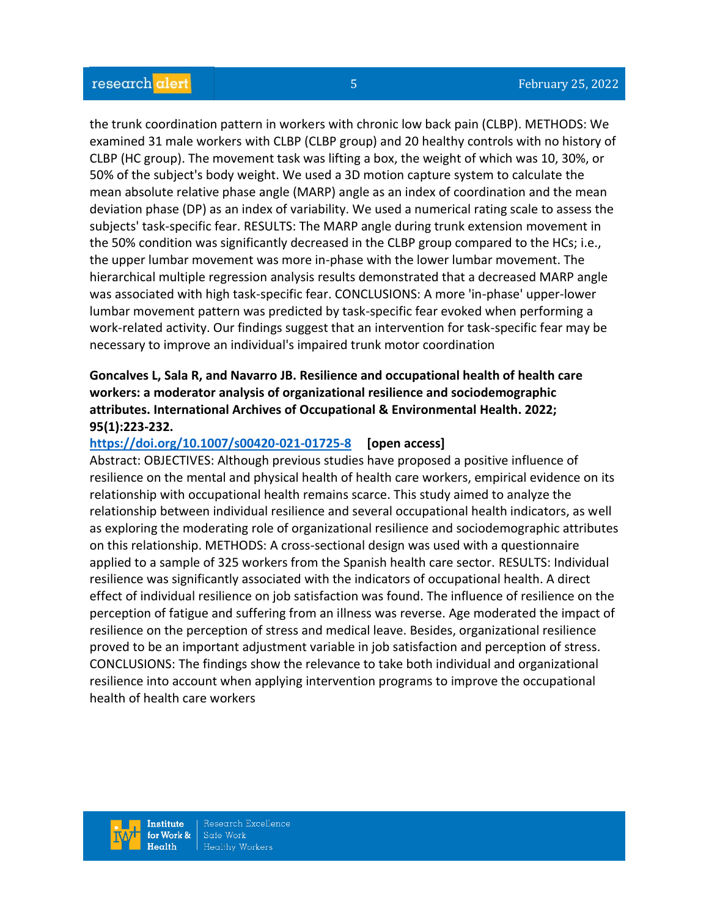the trunk coordination pattern in workers with chronic low back pain (CLBP). METHODS: We examined 31 male workers with CLBP (CLBP group) and 20 healthy controls with no history of CLBP (HC group). The movement task was lifting a box, the weight of which was 10, 30%, or 50% of the subject's body weight. We used a 3D motion capture system to calculate the mean absolute relative phase angle (MARP) angle as an index of coordination and the mean deviation phase (DP) as an index of variability. We used a numerical rating scale to assess the subjects' task-specific fear. RESULTS: The MARP angle during trunk extension movement in the 50% condition was significantly decreased in the CLBP group compared to the HCs; i.e., the upper lumbar movement was more in-phase with the lower lumbar movement. The hierarchical multiple regression analysis results demonstrated that a decreased MARP angle was associated with high task-specific fear. CONCLUSIONS: A more 'in-phase' upper-lower lumbar movement pattern was predicted by task-specific fear evoked when performing a work-related activity. Our findings suggest that an intervention for task-specific fear may be necessary to improve an individual's impaired trunk motor coordination

**Goncalves L, Sala R, and Navarro JB. Resilience and occupational health of health care workers: a moderator analysis of organizational resilience and sociodemographic attributes. International Archives of Occupational & Environmental Health. 2022; 95(1):223-232.**

https://doi.org/10.1007/s00420-021-01725-8 **[open access]**

Abstract: OBJECTIVES: Although previous studies have proposed a positive influence of resilience on the mental and physical health of health care workers, empirical evidence on its relationship with occupational health remains scarce. This study aimed to analyze the relationship between individual resilience and several occupational health indicators, as well as exploring the moderating role of organizational resilience and sociodemographic attributes on this relationship. METHODS: A cross-sectional design was used with a questionnaire applied to a sample of 325 workers from the Spanish health care sector. RESULTS: Individual resilience was significantly associated with the indicators of occupational health. A direct effect of individual resilience on job satisfaction was found. The influence of resilience on the perception of fatigue and suffering from an illness was reverse. Age moderated the impact of resilience on the perception of stress and medical leave. Besides, organizational resilience proved to be an important adjustment variable in job satisfaction and perception of stress. CONCLUSIONS: The findings show the relevance to take both individual and organizational resilience into account when applying intervention programs to improve the occupational health of health care workers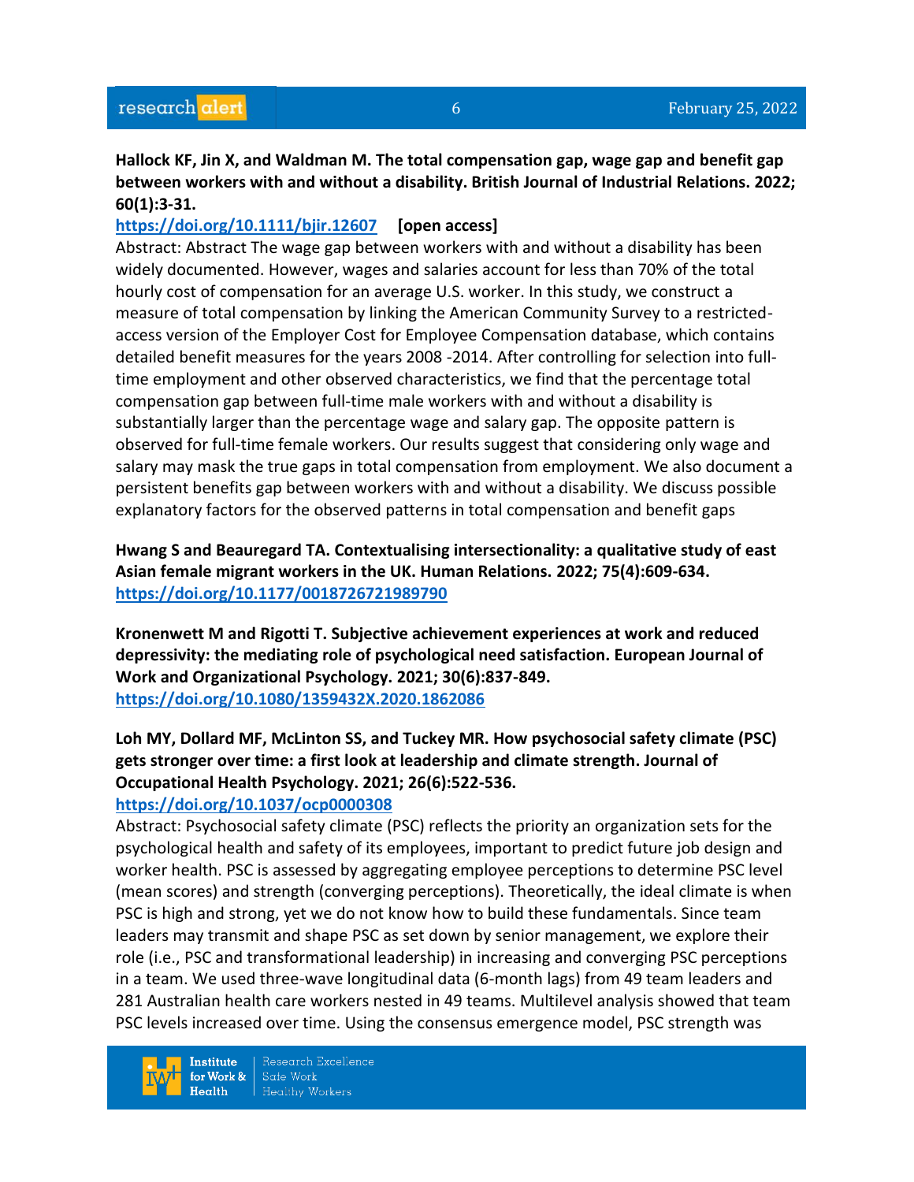**Hallock KF, Jin X, and Waldman M. The total compensation gap, wage gap and benefit gap between workers with and without a disability. British Journal of Industrial Relations. 2022; 60(1):3-31.**

https://doi.org/10.1111/bjir.12607 **[open access]**

Abstract: Abstract The wage gap between workers with and without a disability has been widely documented. However, wages and salaries account for less than 70% of the total hourly cost of compensation for an average U.S. worker. In this study, we construct a measure of total compensation by linking the American Community Survey to a restricted-access version of the Employer Cost for Employee Compensation database, which contains detailed benefit measures for the years 2008 -2014. After controlling for selection into full-time employment and other observed characteristics, we find that the percentage total compensation gap between full-time male workers with and without a disability is substantially larger than the percentage wage and salary gap. The opposite pattern is observed for full-time female workers. Our results suggest that considering only wage and salary may mask the true gaps in total compensation from employment. We also document a persistent benefits gap between workers with and without a disability. We discuss possible explanatory factors for the observed patterns in total compensation and benefit gaps

**Hwang S and Beauregard TA. Contextualising intersectionality: a qualitative study of east Asian female migrant workers in the UK. Human Relations. 2022; 75(4):609-634.**

https://doi.org/10.1177/0018726721989790

**Kronenwett M and Rigotti T. Subjective achievement experiences at work and reduced depressivity: the mediating role of psychological need satisfaction. European Journal of Work and Organizational Psychology. 2021; 30(6):837-849.**

https://doi.org/10.1080/1359432X.2020.1862086

**Loh MY, Dollard MF, McLinton SS, and Tuckey MR. How psychosocial safety climate (PSC) gets stronger over time: a first look at leadership and climate strength. Journal of Occupational Health Psychology. 2021; 26(6):522-536.**

https://doi.org/10.1037/ocp0000308

Abstract: Psychosocial safety climate (PSC) reflects the priority an organization sets for the psychological health and safety of its employees, important to predict future job design and worker health. PSC is assessed by aggregating employee perceptions to determine PSC level (mean scores) and strength (converging perceptions). Theoretically, the ideal climate is when PSC is high and strong, yet we do not know how to build these fundamentals. Since team leaders may transmit and shape PSC as set down by senior management, we explore their role (i.e., PSC and transformational leadership) in increasing and converging PSC perceptions in a team. We used three-wave longitudinal data (6-month lags) from 49 team leaders and 281 Australian health care workers nested in 49 teams. Multilevel analysis showed that team PSC levels increased over time. Using the consensus emergence model, PSC strength was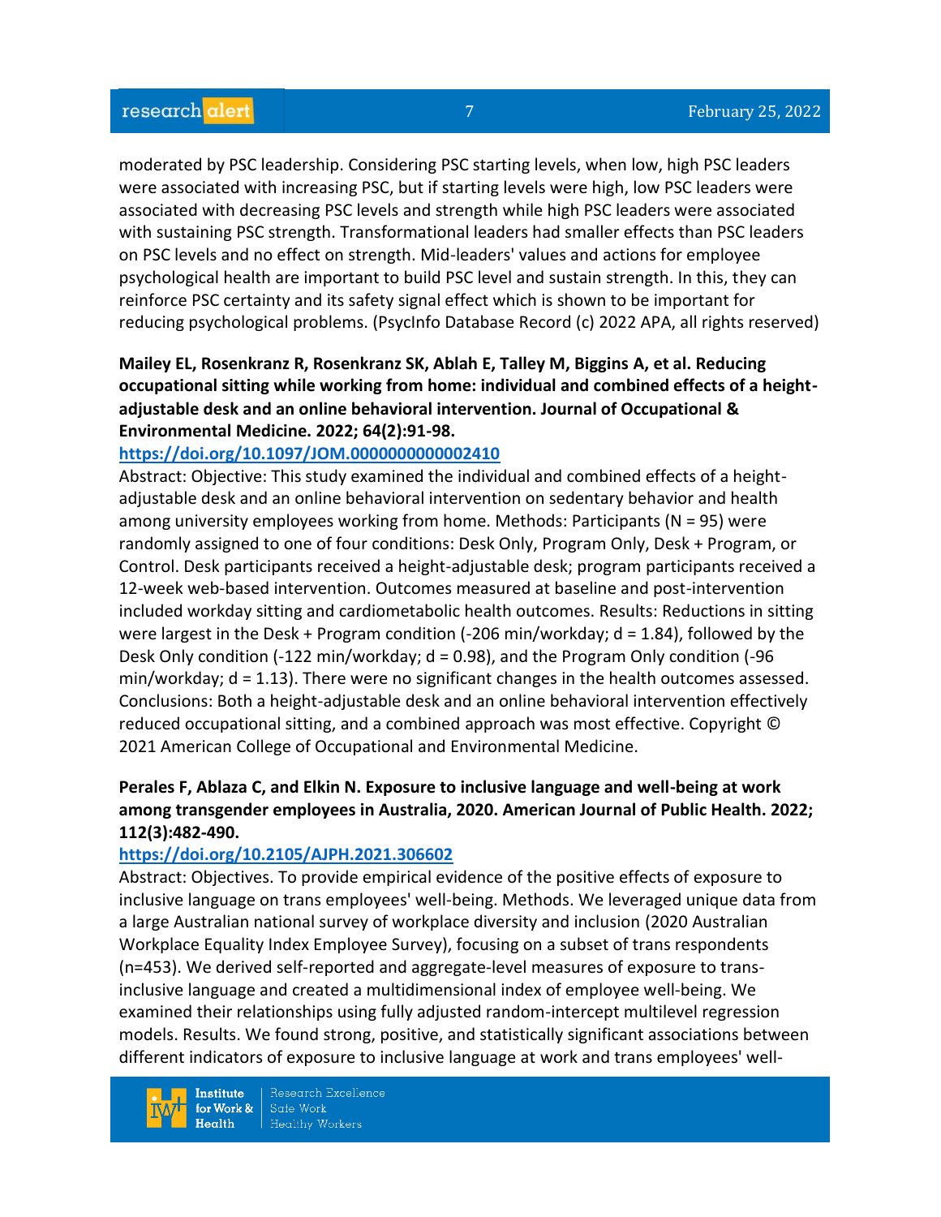moderated by PSC leadership. Considering PSC starting levels, when low, high PSC leaders were associated with increasing PSC, but if starting levels were high, low PSC leaders were associated with decreasing PSC levels and strength while high PSC leaders were associated with sustaining PSC strength. Transformational leaders had smaller effects than PSC leaders on PSC levels and no effect on strength. Mid-leaders' values and actions for employee psychological health are important to build PSC level and sustain strength. In this, they can reinforce PSC certainty and its safety signal effect which is shown to be important for reducing psychological problems. (PsycInfo Database Record (c) 2022 APA, all rights reserved)

**Mailey EL, Rosenkranz R, Rosenkranz SK, Ablah E, Talley M, Biggins A, et al. Reducing occupational sitting while working from home: individual and combined effects of a height-adjustable desk and an online behavioral intervention. Journal of Occupational & Environmental Medicine. 2022; 64(2):91-98.**

**https://doi.org/10.1097/JOM.0000000000002410**

Abstract: Objective: This study examined the individual and combined effects of a height-adjustable desk and an online behavioral intervention on sedentary behavior and health among university employees working from home. Methods: Participants (N = 95) were randomly assigned to one of four conditions: Desk Only, Program Only, Desk + Program, or Control. Desk participants received a height-adjustable desk; program participants received a 12-week web-based intervention. Outcomes measured at baseline and post-intervention included workday sitting and cardiometabolic health outcomes. Results: Reductions in sitting were largest in the Desk + Program condition (-206 min/workday; d = 1.84), followed by the Desk Only condition (-122 min/workday; d = 0.98), and the Program Only condition (-96 min/workday; d = 1.13). There were no significant changes in the health outcomes assessed. Conclusions: Both a height-adjustable desk and an online behavioral intervention effectively reduced occupational sitting, and a combined approach was most effective. Copyright © 2021 American College of Occupational and Environmental Medicine.

**Perales F, Ablaza C, and Elkin N. Exposure to inclusive language and well-being at work among transgender employees in Australia, 2020. American Journal of Public Health. 2022; 112(3):482-490.**

**https://doi.org/10.2105/AJPH.2021.306602**

Abstract: Objectives. To provide empirical evidence of the positive effects of exposure to inclusive language on trans employees' well-being. Methods. We leveraged unique data from a large Australian national survey of workplace diversity and inclusion (2020 Australian Workplace Equality Index Employee Survey), focusing on a subset of trans respondents (n=453). We derived self-reported and aggregate-level measures of exposure to trans-inclusive language and created a multidimensional index of employee well-being. We examined their relationships using fully adjusted random-intercept multilevel regression models. Results. We found strong, positive, and statistically significant associations between different indicators of exposure to inclusive language at work and trans employees' well-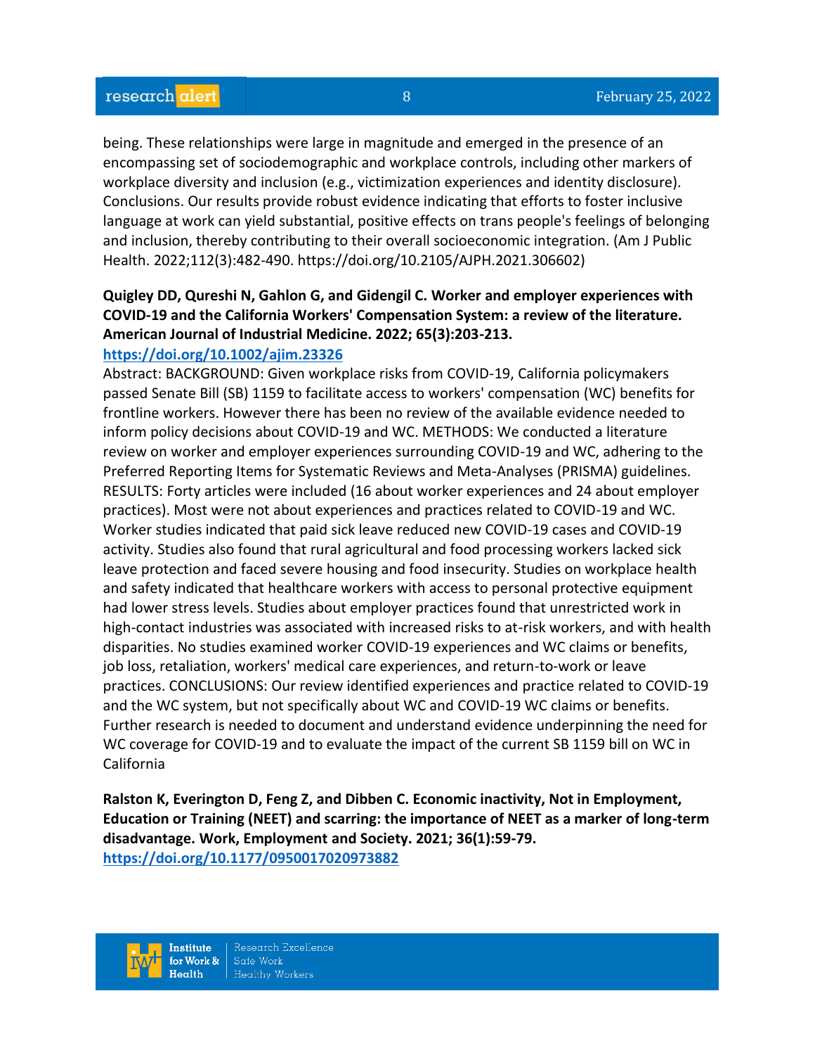being. These relationships were large in magnitude and emerged in the presence of an encompassing set of sociodemographic and workplace controls, including other markers of workplace diversity and inclusion (e.g., victimization experiences and identity disclosure). Conclusions. Our results provide robust evidence indicating that efforts to foster inclusive language at work can yield substantial, positive effects on trans people's feelings of belonging and inclusion, thereby contributing to their overall socioeconomic integration. (Am J Public Health. 2022;112(3):482-490. https://doi.org/10.2105/AJPH.2021.306602)

**Quigley DD, Qureshi N, Gahlon G, and Gidengil C. Worker and employer experiences with COVID-19 and the California Workers' Compensation System: a review of the literature. American Journal of Industrial Medicine. 2022; 65(3):203-213.**
**https://doi.org/10.1002/ajim.23326**
Abstract: BACKGROUND: Given workplace risks from COVID-19, California policymakers passed Senate Bill (SB) 1159 to facilitate access to workers' compensation (WC) benefits for frontline workers. However there has been no review of the available evidence needed to inform policy decisions about COVID-19 and WC. METHODS: We conducted a literature review on worker and employer experiences surrounding COVID-19 and WC, adhering to the Preferred Reporting Items for Systematic Reviews and Meta-Analyses (PRISMA) guidelines. RESULTS: Forty articles were included (16 about worker experiences and 24 about employer practices). Most were not about experiences and practices related to COVID-19 and WC. Worker studies indicated that paid sick leave reduced new COVID-19 cases and COVID-19 activity. Studies also found that rural agricultural and food processing workers lacked sick leave protection and faced severe housing and food insecurity. Studies on workplace health and safety indicated that healthcare workers with access to personal protective equipment had lower stress levels. Studies about employer practices found that unrestricted work in high-contact industries was associated with increased risks to at-risk workers, and with health disparities. No studies examined worker COVID-19 experiences and WC claims or benefits, job loss, retaliation, workers' medical care experiences, and return-to-work or leave practices. CONCLUSIONS: Our review identified experiences and practice related to COVID-19 and the WC system, but not specifically about WC and COVID-19 WC claims or benefits. Further research is needed to document and understand evidence underpinning the need for WC coverage for COVID-19 and to evaluate the impact of the current SB 1159 bill on WC in California

**Ralston K, Everington D, Feng Z, and Dibben C. Economic inactivity, Not in Employment, Education or Training (NEET) and scarring: the importance of NEET as a marker of long-term disadvantage. Work, Employment and Society. 2021; 36(1):59-79.**
**https://doi.org/10.1177/0950017020973882**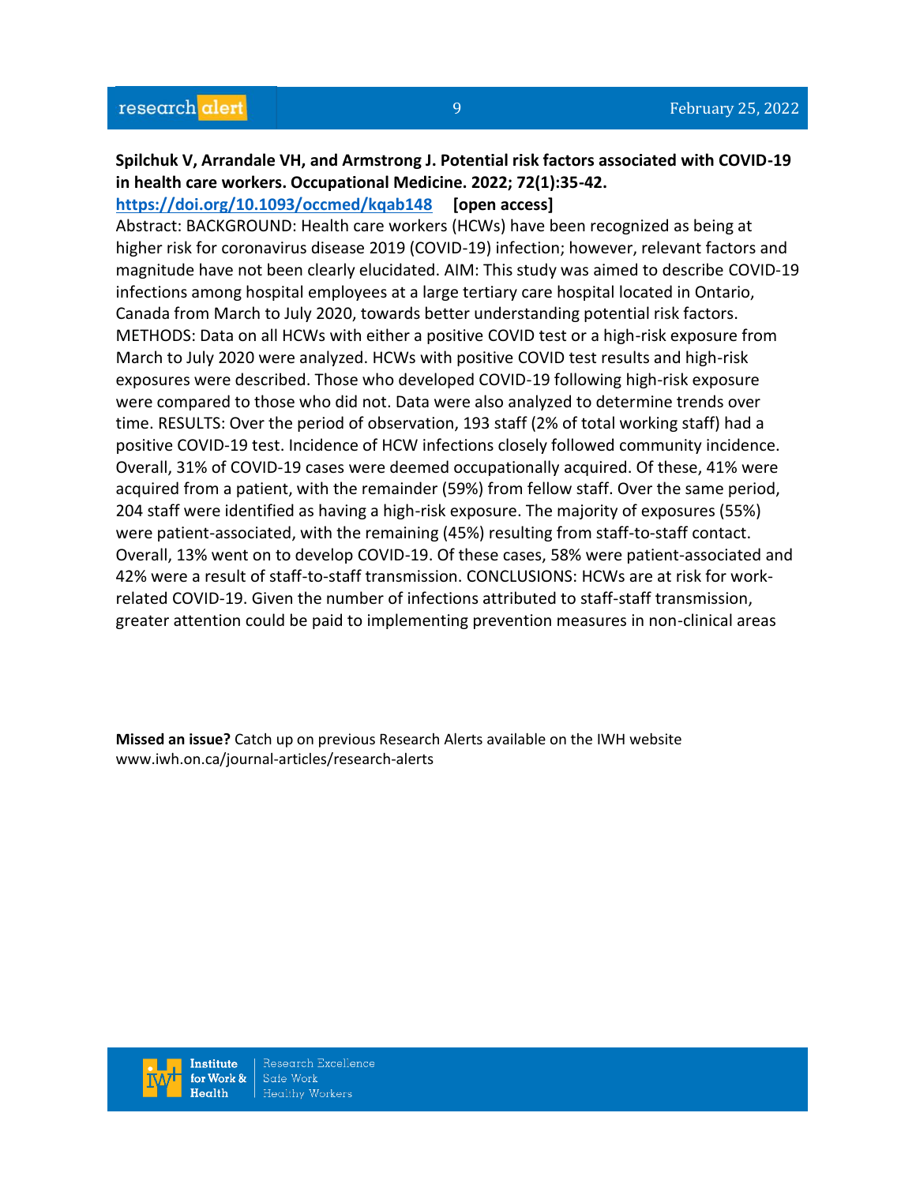**Spilchuk V, Arrandale VH, and Armstrong J. Potential risk factors associated with COVID-19 in health care workers. Occupational Medicine. 2022; 72(1):35-42.**
https://doi.org/10.1093/occmed/kqab148 **[open access]**

Abstract: BACKGROUND: Health care workers (HCWs) have been recognized as being at higher risk for coronavirus disease 2019 (COVID-19) infection; however, relevant factors and magnitude have not been clearly elucidated. AIM: This study was aimed to describe COVID-19 infections among hospital employees at a large tertiary care hospital located in Ontario, Canada from March to July 2020, towards better understanding potential risk factors. METHODS: Data on all HCWs with either a positive COVID test or a high-risk exposure from March to July 2020 were analyzed. HCWs with positive COVID test results and high-risk exposures were described. Those who developed COVID-19 following high-risk exposure were compared to those who did not. Data were also analyzed to determine trends over time. RESULTS: Over the period of observation, 193 staff (2% of total working staff) had a positive COVID-19 test. Incidence of HCW infections closely followed community incidence. Overall, 31% of COVID-19 cases were deemed occupationally acquired. Of these, 41% were acquired from a patient, with the remainder (59%) from fellow staff. Over the same period, 204 staff were identified as having a high-risk exposure. The majority of exposures (55%) were patient-associated, with the remaining (45%) resulting from staff-to-staff contact. Overall, 13% went on to develop COVID-19. Of these cases, 58% were patient-associated and 42% were a result of staff-to-staff transmission. CONCLUSIONS: HCWs are at risk for work-related COVID-19. Given the number of infections attributed to staff-staff transmission, greater attention could be paid to implementing prevention measures in non-clinical areas

**Missed an issue?** Catch up on previous Research Alerts available on the IWH website
www.iwh.on.ca/journal-articles/research-alerts